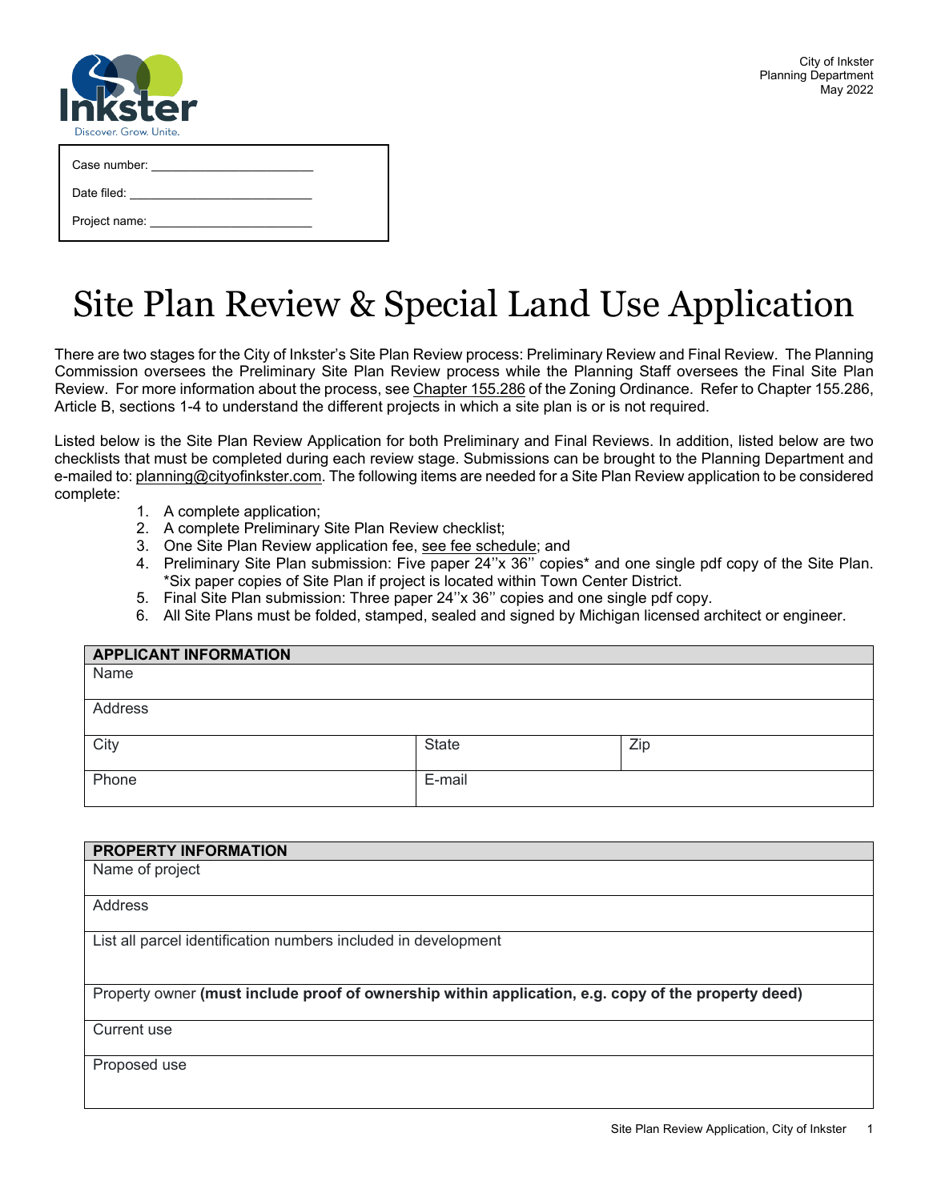Inkster
Discover. Grow. Unite.

City of Inkster
Planning Department
May 2022

Case number: ______________________

Date filed: ______________________

Project name: ______________________

# Site Plan Review & Special Land Use Application

There are two stages for the City of Inkster's Site Plan Review process: Preliminary Review and Final Review. The Planning Commission oversees the Preliminary Site Plan Review process while the Planning Staff oversees the Final Site Plan Review. For more information about the process, see Chapter 155.286 of the Zoning Ordinance. Refer to Chapter 155.286, Article B, sections 1-4 to understand the different projects in which a site plan is or is not required.

Listed below is the Site Plan Review Application for both Preliminary and Final Reviews. In addition, listed below are two checklists that must be completed during each review stage. Submissions can be brought to the Planning Department and e-mailed to: planning@cityofinkster.com. The following items are needed for a Site Plan Review application to be considered complete:

1. A complete application;
2. A complete Preliminary Site Plan Review checklist;
3. One Site Plan Review application fee, see fee schedule; and
4. Preliminary Site Plan submission: Five paper 24''x 36'' copies* and one single pdf copy of the Site Plan. *Six paper copies of Site Plan if project is located within Town Center District.
5. Final Site Plan submission: Three paper 24''x 36'' copies and one single pdf copy.
6. All Site Plans must be folded, stamped, sealed and signed by Michigan licensed architect or engineer.

| **APPLICANT INFORMATION** | | |
|---|---|---|
| Name | | |
| Address | | |
| City | State | Zip |
| Phone | E-mail | |

| **PROPERTY INFORMATION** |
|---|
| Name of project |
| Address |
| List all parcel identification numbers included in development |
| Property owner **(must include proof of ownership within application, e.g. copy of the property deed)** |
| Current use |
| Proposed use |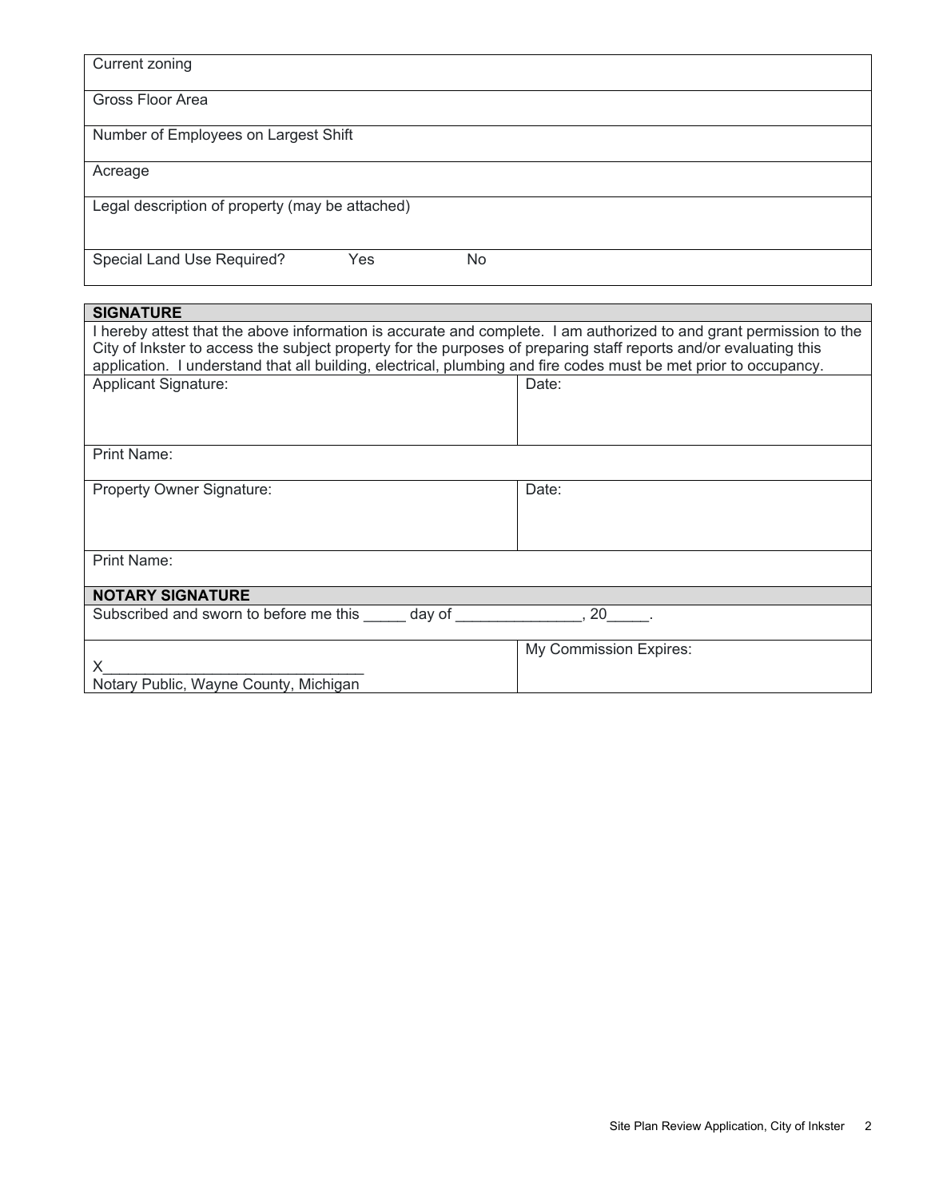| Current zoning |
|---|
| Gross Floor Area |
| Number of Employees on Largest Shift |
| Acreage |
| Legal description of property (may be attached) |
| Special Land Use Required? Yes No |

| **SIGNATURE** | |
|---|---|
| I hereby attest that the above information is accurate and complete. I am authorized to and grant permission to the City of Inkster to access the subject property for the purposes of preparing staff reports and/or evaluating this application. I understand that all building, electrical, plumbing and fire codes must be met prior to occupancy. | |
| Applicant Signature: | Date: |
| Print Name: | |
| Property Owner Signature: | Date: |
| Print Name: | |
| **NOTARY SIGNATURE** | |
| Subscribed and sworn to before me this _____ day of _______________, 20_____. | |
| X_______________________________ Notary Public, Wayne County, Michigan | My Commission Expires: |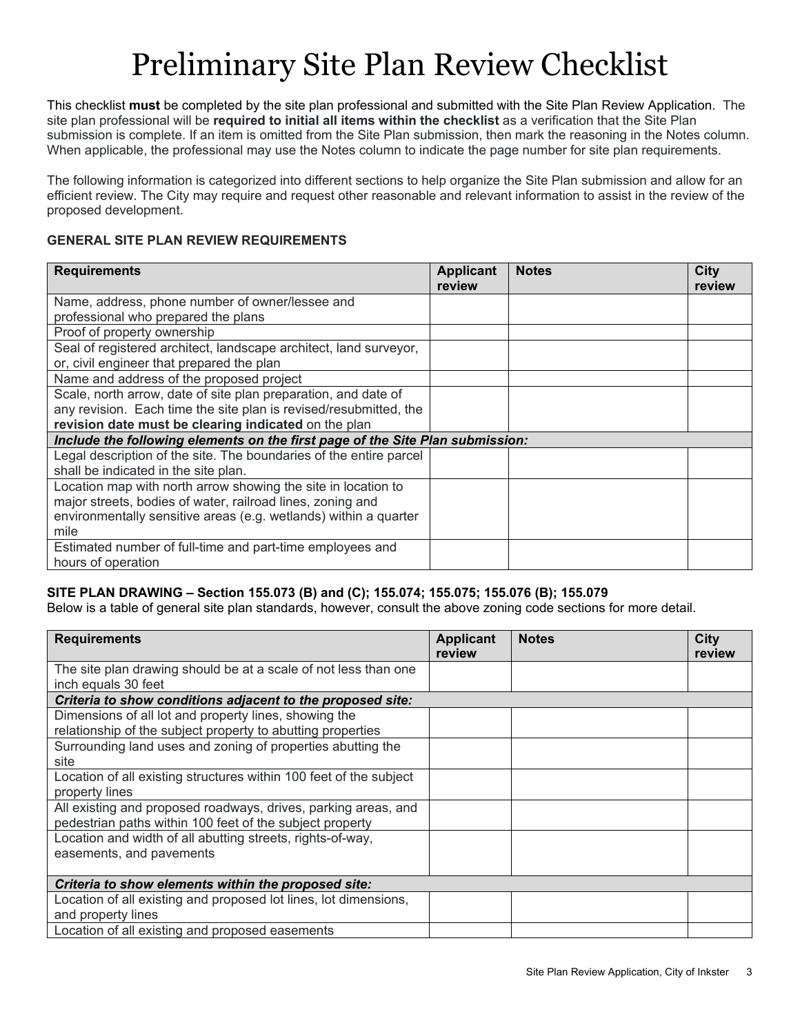# Preliminary Site Plan Review Checklist

This checklist **must** be completed by the site plan professional and submitted with the Site Plan Review Application. The site plan professional will be **required to initial all items within the checklist** as a verification that the Site Plan submission is complete. If an item is omitted from the Site Plan submission, then mark the reasoning in the Notes column. When applicable, the professional may use the Notes column to indicate the page number for site plan requirements.

The following information is categorized into different sections to help organize the Site Plan submission and allow for an efficient review. The City may require and request other reasonable and relevant information to assist in the review of the proposed development.

### GENERAL SITE PLAN REVIEW REQUIREMENTS

| Requirements | Applicant review | Notes | City review |
|---|---|---|---|
| Name, address, phone number of owner/lessee and professional who prepared the plans | | | |
| Proof of property ownership | | | |
| Seal of registered architect, landscape architect, land surveyor, or, civil engineer that prepared the plan | | | |
| Name and address of the proposed project | | | |
| Scale, north arrow, date of site plan preparation, and date of any revision. Each time the site plan is revised/resubmitted, the **revision date must be clearing indicated** on the plan | | | |
| ***Include the following elements on the first page of the Site Plan submission:*** | | | |
| Legal description of the site. The boundaries of the entire parcel shall be indicated in the site plan. | | | |
| Location map with north arrow showing the site in location to major streets, bodies of water, railroad lines, zoning and environmentally sensitive areas (e.g. wetlands) within a quarter mile | | | |
| Estimated number of full-time and part-time employees and hours of operation | | | |

### SITE PLAN DRAWING – Section 155.073 (B) and (C); 155.074; 155.075; 155.076 (B); 155.079

Below is a table of general site plan standards, however, consult the above zoning code sections for more detail.

| Requirements | Applicant review | Notes | City review |
|---|---|---|---|
| The site plan drawing should be at a scale of not less than one inch equals 30 feet | | | |
| ***Criteria to show conditions adjacent to the proposed site:*** | | | |
| Dimensions of all lot and property lines, showing the relationship of the subject property to abutting properties | | | |
| Surrounding land uses and zoning of properties abutting the site | | | |
| Location of all existing structures within 100 feet of the subject property lines | | | |
| All existing and proposed roadways, drives, parking areas, and pedestrian paths within 100 feet of the subject property | | | |
| Location and width of all abutting streets, rights-of-way, easements, and pavements | | | |
| ***Criteria to show elements within the proposed site:*** | | | |
| Location of all existing and proposed lot lines, lot dimensions, and property lines | | | |
| Location of all existing and proposed easements | | | |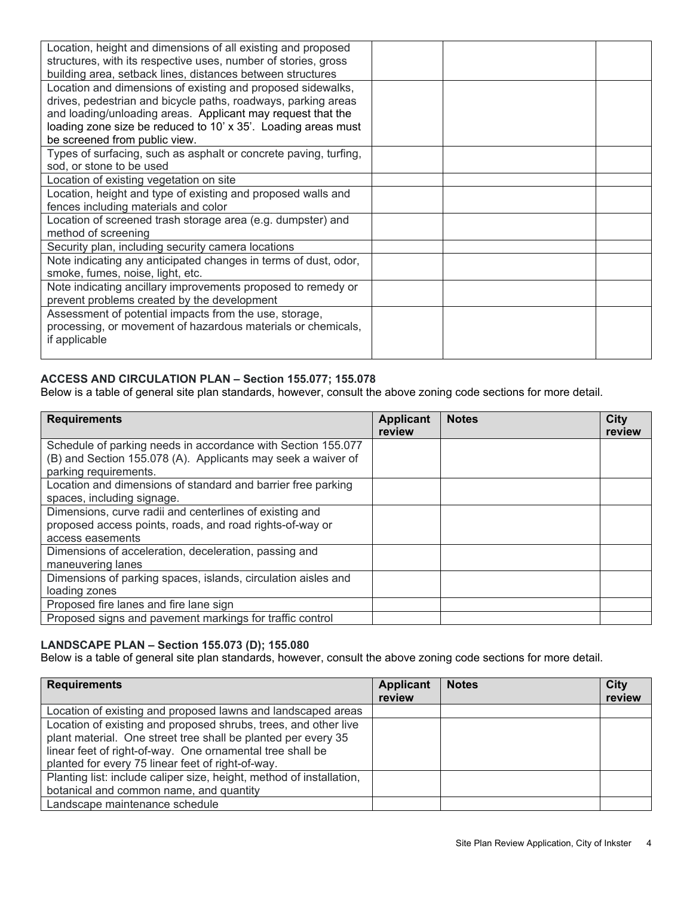| | | | |
|---|---|---|---|
| Location, height and dimensions of all existing and proposed structures, with its respective uses, number of stories, gross building area, setback lines, distances between structures | | | |
| Location and dimensions of existing and proposed sidewalks, drives, pedestrian and bicycle paths, roadways, parking areas and loading/unloading areas. Applicant may request that the loading zone size be reduced to 10' x 35'. Loading areas must be screened from public view. | | | |
| Types of surfacing, such as asphalt or concrete paving, turfing, sod, or stone to be used | | | |
| Location of existing vegetation on site | | | |
| Location, height and type of existing and proposed walls and fences including materials and color | | | |
| Location of screened trash storage area (e.g. dumpster) and method of screening | | | |
| Security plan, including security camera locations | | | |
| Note indicating any anticipated changes in terms of dust, odor, smoke, fumes, noise, light, etc. | | | |
| Note indicating ancillary improvements proposed to remedy or prevent problems created by the development | | | |
| Assessment of potential impacts from the use, storage, processing, or movement of hazardous materials or chemicals, if applicable | | | |

**ACCESS AND CIRCULATION PLAN – Section 155.077; 155.078**

Below is a table of general site plan standards, however, consult the above zoning code sections for more detail.

| Requirements | Applicant review | Notes | City review |
|---|---|---|---|
| Schedule of parking needs in accordance with Section 155.077 (B) and Section 155.078 (A). Applicants may seek a waiver of parking requirements. | | | |
| Location and dimensions of standard and barrier free parking spaces, including signage. | | | |
| Dimensions, curve radii and centerlines of existing and proposed access points, roads, and road rights-of-way or access easements | | | |
| Dimensions of acceleration, deceleration, passing and maneuvering lanes | | | |
| Dimensions of parking spaces, islands, circulation aisles and loading zones | | | |
| Proposed fire lanes and fire lane sign | | | |
| Proposed signs and pavement markings for traffic control | | | |

**LANDSCAPE PLAN – Section 155.073 (D); 155.080**

Below is a table of general site plan standards, however, consult the above zoning code sections for more detail.

| Requirements | Applicant review | Notes | City review |
|---|---|---|---|
| Location of existing and proposed lawns and landscaped areas | | | |
| Location of existing and proposed shrubs, trees, and other live plant material. One street tree shall be planted per every 35 linear feet of right-of-way. One ornamental tree shall be planted for every 75 linear feet of right-of-way. | | | |
| Planting list: include caliper size, height, method of installation, botanical and common name, and quantity | | | |
| Landscape maintenance schedule | | | |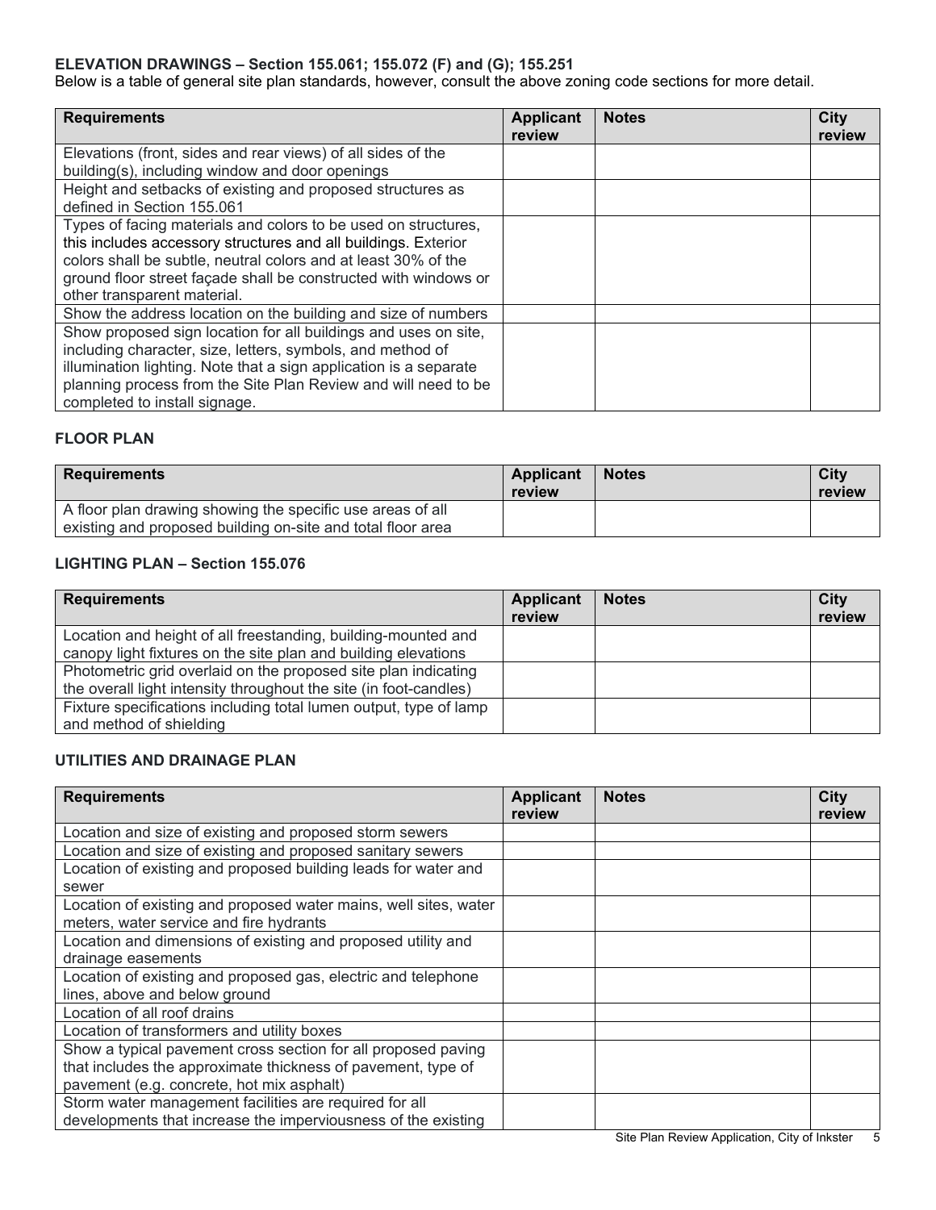**ELEVATION DRAWINGS – Section 155.061; 155.072 (F) and (G); 155.251**

Below is a table of general site plan standards, however, consult the above zoning code sections for more detail.

| Requirements | Applicant review | Notes | City review |
|---|---|---|---|
| Elevations (front, sides and rear views) of all sides of the building(s), including window and door openings | | | |
| Height and setbacks of existing and proposed structures as defined in Section 155.061 | | | |
| Types of facing materials and colors to be used on structures, this includes accessory structures and all buildings. Exterior colors shall be subtle, neutral colors and at least 30% of the ground floor street façade shall be constructed with windows or other transparent material. | | | |
| Show the address location on the building and size of numbers | | | |
| Show proposed sign location for all buildings and uses on site, including character, size, letters, symbols, and method of illumination lighting. Note that a sign application is a separate planning process from the Site Plan Review and will need to be completed to install signage. | | | |

**FLOOR PLAN**

| Requirements | Applicant review | Notes | City review |
|---|---|---|---|
| A floor plan drawing showing the specific use areas of all existing and proposed building on-site and total floor area | | | |

**LIGHTING PLAN – Section 155.076**

| Requirements | Applicant review | Notes | City review |
|---|---|---|---|
| Location and height of all freestanding, building-mounted and canopy light fixtures on the site plan and building elevations | | | |
| Photometric grid overlaid on the proposed site plan indicating the overall light intensity throughout the site (in foot-candles) | | | |
| Fixture specifications including total lumen output, type of lamp and method of shielding | | | |

**UTILITIES AND DRAINAGE PLAN**

| Requirements | Applicant review | Notes | City review |
|---|---|---|---|
| Location and size of existing and proposed storm sewers | | | |
| Location and size of existing and proposed sanitary sewers | | | |
| Location of existing and proposed building leads for water and sewer | | | |
| Location of existing and proposed water mains, well sites, water meters, water service and fire hydrants | | | |
| Location and dimensions of existing and proposed utility and drainage easements | | | |
| Location of existing and proposed gas, electric and telephone lines, above and below ground | | | |
| Location of all roof drains | | | |
| Location of transformers and utility boxes | | | |
| Show a typical pavement cross section for all proposed paving that includes the approximate thickness of pavement, type of pavement (e.g. concrete, hot mix asphalt) | | | |
| Storm water management facilities are required for all developments that increase the imperviousness of the existing | | | |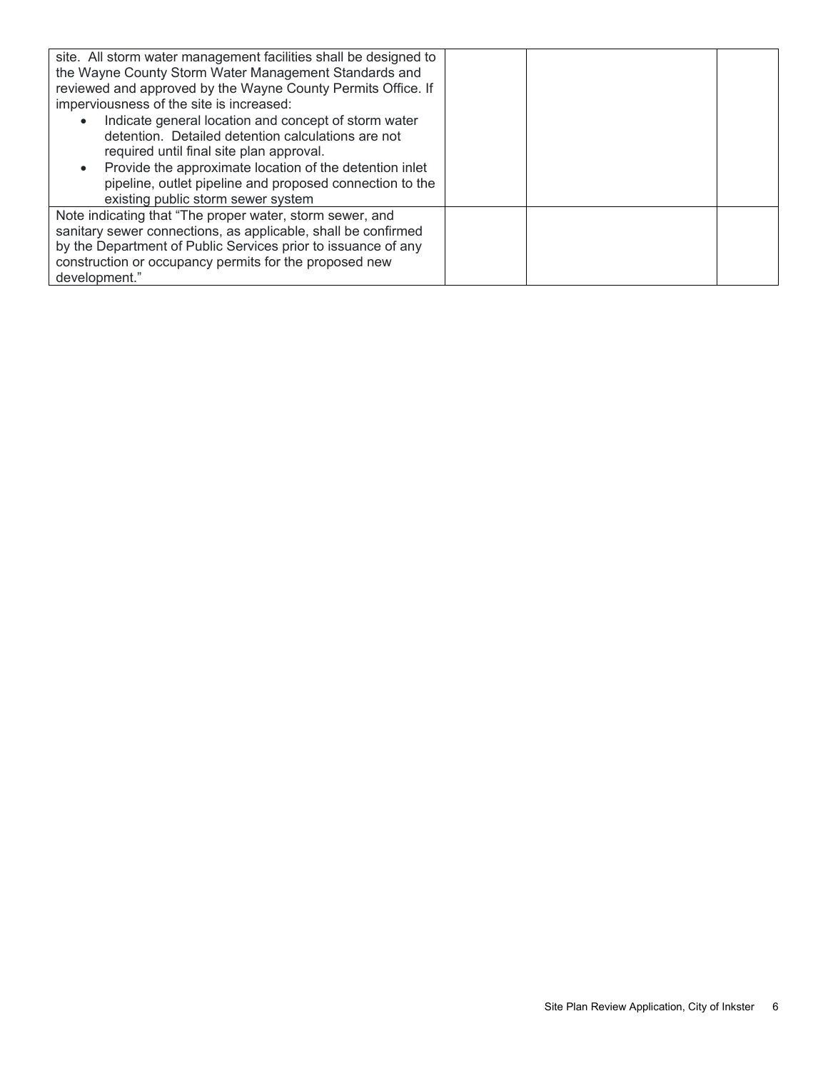| | | | |
|---|---|---|---|
| site. All storm water management facilities shall be designed to the Wayne County Storm Water Management Standards and reviewed and approved by the Wayne County Permits Office. If imperviousness of the site is increased:<br>• Indicate general location and concept of storm water detention. Detailed detention calculations are not required until final site plan approval.<br>• Provide the approximate location of the detention inlet pipeline, outlet pipeline and proposed connection to the existing public storm sewer system | | | |
| Note indicating that "The proper water, storm sewer, and sanitary sewer connections, as applicable, shall be confirmed by the Department of Public Services prior to issuance of any construction or occupancy permits for the proposed new development." | | | |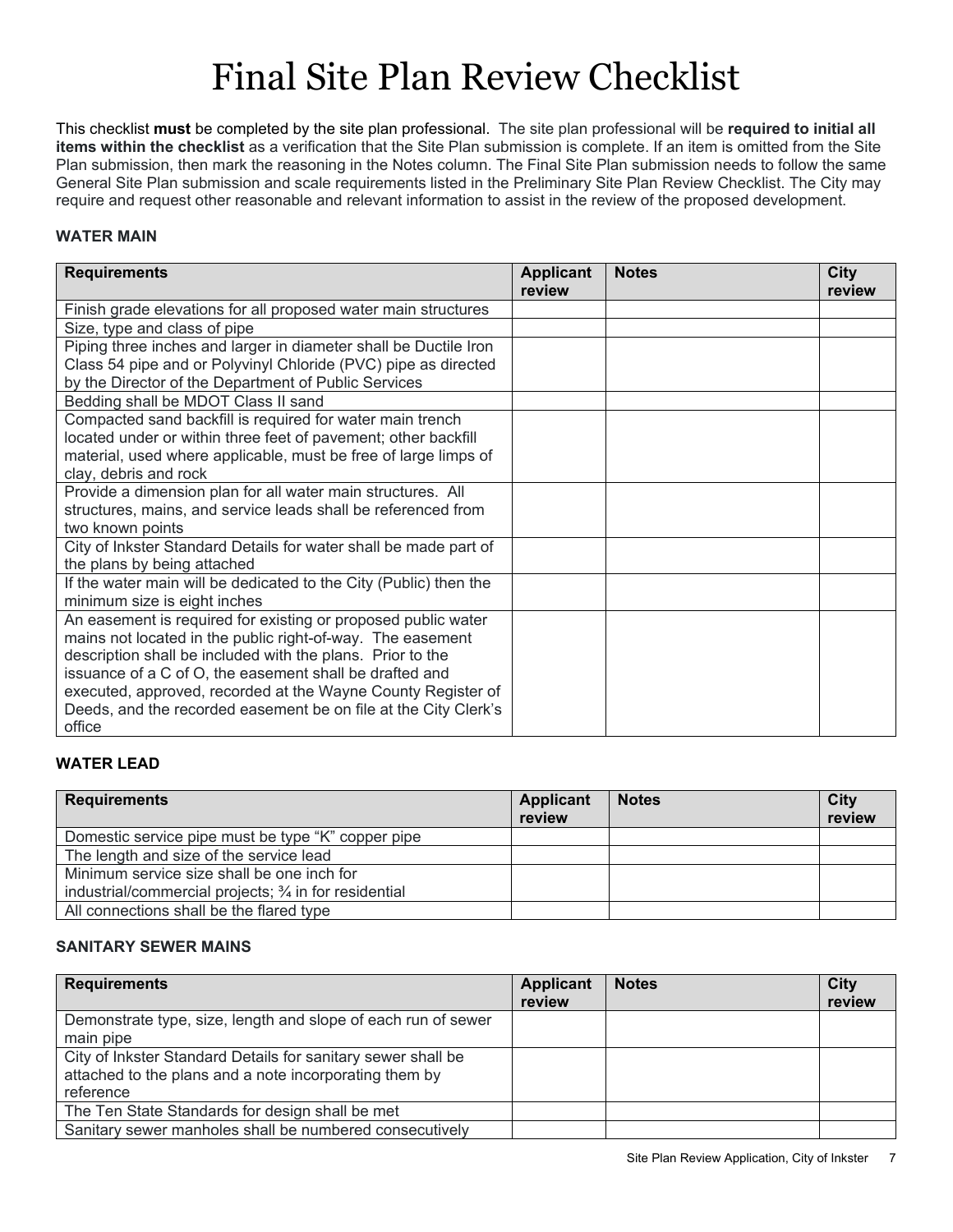# Final Site Plan Review Checklist

This checklist **must** be completed by the site plan professional. The site plan professional will be **required to initial all items within the checklist** as a verification that the Site Plan submission is complete. If an item is omitted from the Site Plan submission, then mark the reasoning in the Notes column. The Final Site Plan submission needs to follow the same General Site Plan submission and scale requirements listed in the Preliminary Site Plan Review Checklist. The City may require and request other reasonable and relevant information to assist in the review of the proposed development.

### WATER MAIN

| Requirements | Applicant review | Notes | City review |
|---|---|---|---|
| Finish grade elevations for all proposed water main structures | | | |
| Size, type and class of pipe | | | |
| Piping three inches and larger in diameter shall be Ductile Iron Class 54 pipe and or Polyvinyl Chloride (PVC) pipe as directed by the Director of the Department of Public Services | | | |
| Bedding shall be MDOT Class II sand | | | |
| Compacted sand backfill is required for water main trench located under or within three feet of pavement; other backfill material, used where applicable, must be free of large limps of clay, debris and rock | | | |
| Provide a dimension plan for all water main structures. All structures, mains, and service leads shall be referenced from two known points | | | |
| City of Inkster Standard Details for water shall be made part of the plans by being attached | | | |
| If the water main will be dedicated to the City (Public) then the minimum size is eight inches | | | |
| An easement is required for existing or proposed public water mains not located in the public right-of-way. The easement description shall be included with the plans. Prior to the issuance of a C of O, the easement shall be drafted and executed, approved, recorded at the Wayne County Register of Deeds, and the recorded easement be on file at the City Clerk's office | | | |

### WATER LEAD

| Requirements | Applicant review | Notes | City review |
|---|---|---|---|
| Domestic service pipe must be type "K" copper pipe | | | |
| The length and size of the service lead | | | |
| Minimum service size shall be one inch for industrial/commercial projects; ¾ in for residential | | | |
| All connections shall be the flared type | | | |

### SANITARY SEWER MAINS

| Requirements | Applicant review | Notes | City review |
|---|---|---|---|
| Demonstrate type, size, length and slope of each run of sewer main pipe | | | |
| City of Inkster Standard Details for sanitary sewer shall be attached to the plans and a note incorporating them by reference | | | |
| The Ten State Standards for design shall be met | | | |
| Sanitary sewer manholes shall be numbered consecutively | | | |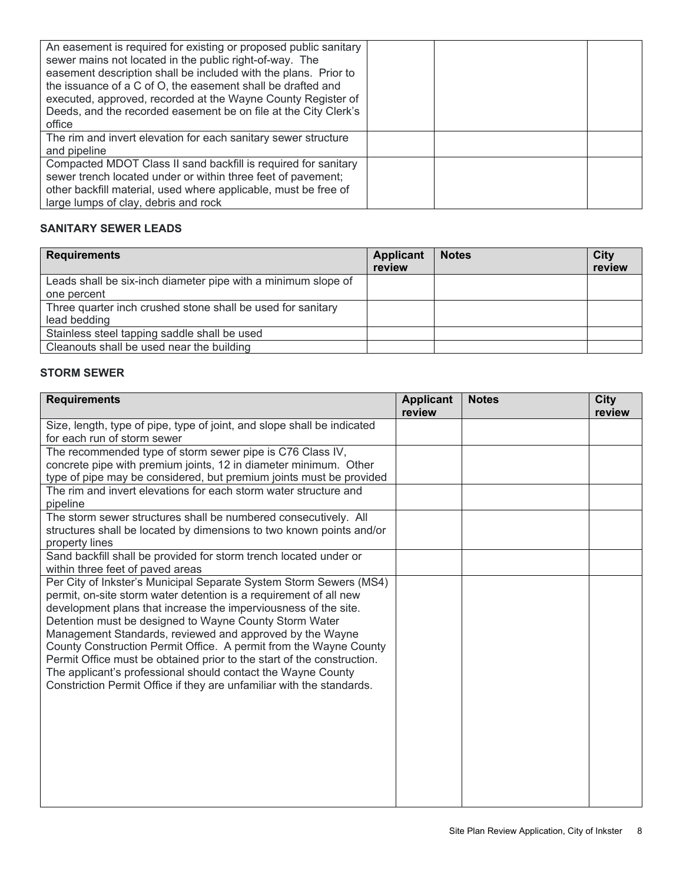| | | | |
|---|---|---|---|
| An easement is required for existing or proposed public sanitary sewer mains not located in the public right-of-way. The easement description shall be included with the plans. Prior to the issuance of a C of O, the easement shall be drafted and executed, approved, recorded at the Wayne County Register of Deeds, and the recorded easement be on file at the City Clerk's office | | | |
| The rim and invert elevation for each sanitary sewer structure and pipeline | | | |
| Compacted MDOT Class II sand backfill is required for sanitary sewer trench located under or within three feet of pavement; other backfill material, used where applicable, must be free of large lumps of clay, debris and rock | | | |

**SANITARY SEWER LEADS**

| Requirements | Applicant review | Notes | City review |
|---|---|---|---|
| Leads shall be six-inch diameter pipe with a minimum slope of one percent | | | |
| Three quarter inch crushed stone shall be used for sanitary lead bedding | | | |
| Stainless steel tapping saddle shall be used | | | |
| Cleanouts shall be used near the building | | | |

**STORM SEWER**

| Requirements | Applicant review | Notes | City review |
|---|---|---|---|
| Size, length, type of pipe, type of joint, and slope shall be indicated for each run of storm sewer | | | |
| The recommended type of storm sewer pipe is C76 Class IV, concrete pipe with premium joints, 12 in diameter minimum. Other type of pipe may be considered, but premium joints must be provided | | | |
| The rim and invert elevations for each storm water structure and pipeline | | | |
| The storm sewer structures shall be numbered consecutively. All structures shall be located by dimensions to two known points and/or property lines | | | |
| Sand backfill shall be provided for storm trench located under or within three feet of paved areas | | | |
| Per City of Inkster's Municipal Separate System Storm Sewers (MS4) permit, on-site storm water detention is a requirement of all new development plans that increase the imperviousness of the site. Detention must be designed to Wayne County Storm Water Management Standards, reviewed and approved by the Wayne County Construction Permit Office. A permit from the Wayne County Permit Office must be obtained prior to the start of the construction. The applicant's professional should contact the Wayne County Constriction Permit Office if they are unfamiliar with the standards. | | | |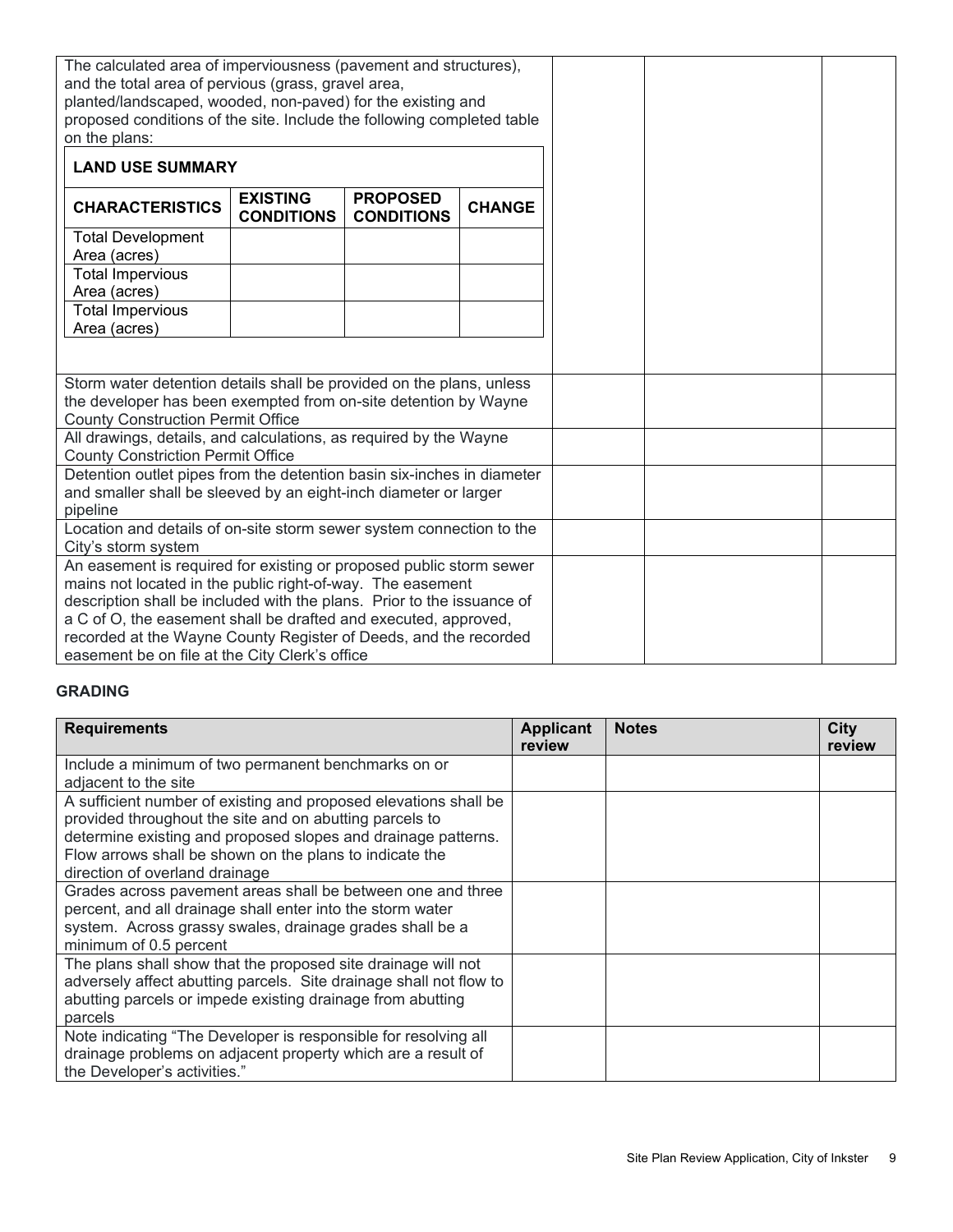| | | | |
|---|---|---|---|
| The calculated area of imperviousness (pavement and structures), and the total area of pervious (grass, gravel area, planted/landscaped, wooded, non-paved) for the existing and proposed conditions of the site. Include the following completed table on the plans: | | | |
| Storm water detention details shall be provided on the plans, unless the developer has been exempted from on-site detention by Wayne County Construction Permit Office | | | |
| All drawings, details, and calculations, as required by the Wayne County Constriction Permit Office | | | |
| Detention outlet pipes from the detention basin six-inches in diameter and smaller shall be sleeved by an eight-inch diameter or larger pipeline | | | |
| Location and details of on-site storm sewer system connection to the City's storm system | | | |
| An easement is required for existing or proposed public storm sewer mains not located in the public right-of-way. The easement description shall be included with the plans. Prior to the issuance of a C of O, the easement shall be drafted and executed, approved, recorded at the Wayne County Register of Deeds, and the recorded easement be on file at the City Clerk's office | | | |

**LAND USE SUMMARY**

| CHARACTERISTICS | EXISTING CONDITIONS | PROPOSED CONDITIONS | CHANGE |
|---|---|---|---|
| Total Development Area (acres) | | | |
| Total Impervious Area (acres) | | | |
| Total Impervious Area (acres) | | | |

## GRADING

| Requirements | Applicant review | Notes | City review |
|---|---|---|---|
| Include a minimum of two permanent benchmarks on or adjacent to the site | | | |
| A sufficient number of existing and proposed elevations shall be provided throughout the site and on abutting parcels to determine existing and proposed slopes and drainage patterns. Flow arrows shall be shown on the plans to indicate the direction of overland drainage | | | |
| Grades across pavement areas shall be between one and three percent, and all drainage shall enter into the storm water system. Across grassy swales, drainage grades shall be a minimum of 0.5 percent | | | |
| The plans shall show that the proposed site drainage will not adversely affect abutting parcels. Site drainage shall not flow to abutting parcels or impede existing drainage from abutting parcels | | | |
| Note indicating "The Developer is responsible for resolving all drainage problems on adjacent property which are a result of the Developer's activities." | | | |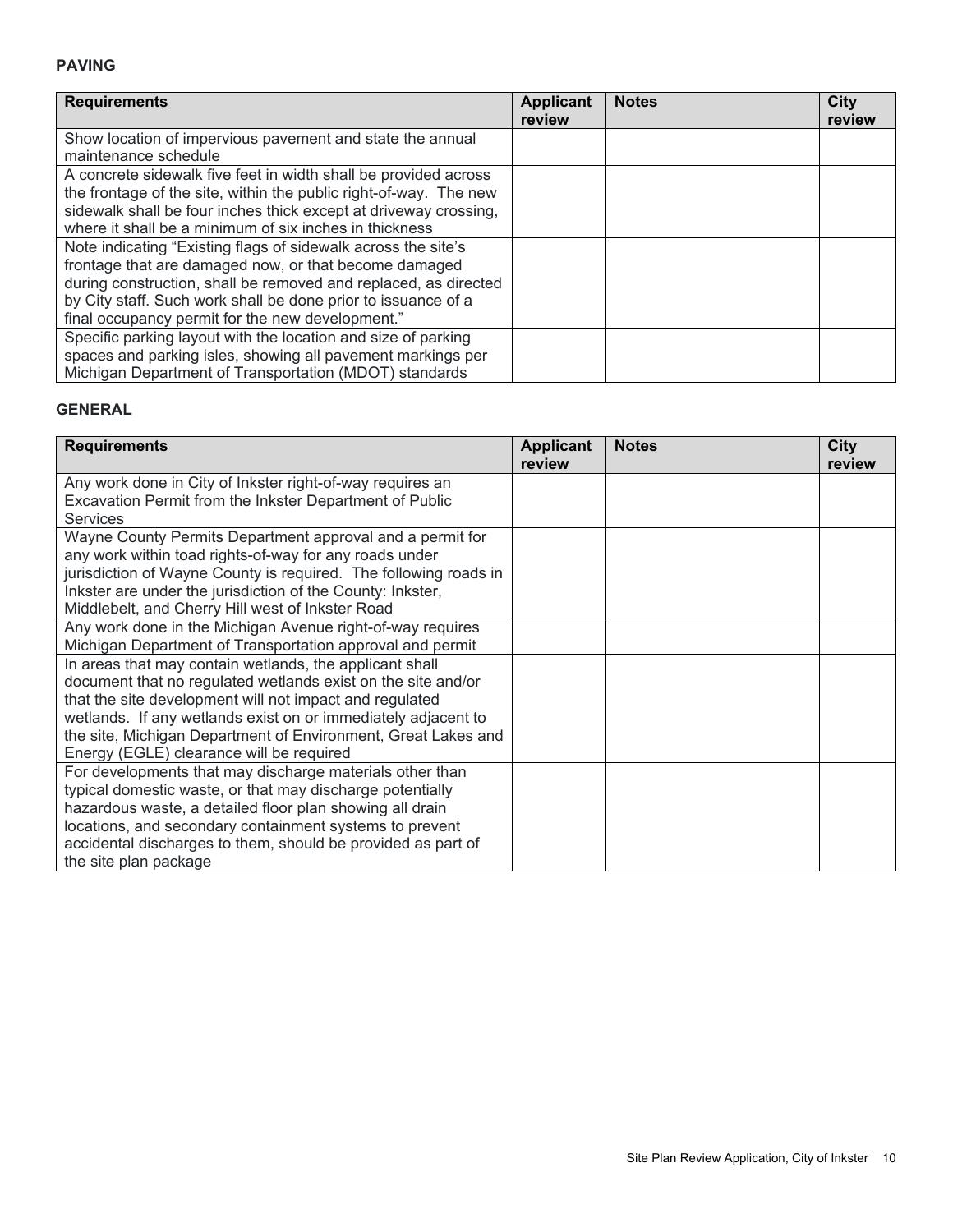**PAVING**

| Requirements | Applicant review | Notes | City review |
|---|---|---|---|
| Show location of impervious pavement and state the annual maintenance schedule | | | |
| A concrete sidewalk five feet in width shall be provided across the frontage of the site, within the public right-of-way. The new sidewalk shall be four inches thick except at driveway crossing, where it shall be a minimum of six inches in thickness | | | |
| Note indicating "Existing flags of sidewalk across the site's frontage that are damaged now, or that become damaged during construction, shall be removed and replaced, as directed by City staff. Such work shall be done prior to issuance of a final occupancy permit for the new development." | | | |
| Specific parking layout with the location and size of parking spaces and parking isles, showing all pavement markings per Michigan Department of Transportation (MDOT) standards | | | |

**GENERAL**

| Requirements | Applicant review | Notes | City review |
|---|---|---|---|
| Any work done in City of Inkster right-of-way requires an Excavation Permit from the Inkster Department of Public Services | | | |
| Wayne County Permits Department approval and a permit for any work within toad rights-of-way for any roads under jurisdiction of Wayne County is required. The following roads in Inkster are under the jurisdiction of the County: Inkster, Middlebelt, and Cherry Hill west of Inkster Road | | | |
| Any work done in the Michigan Avenue right-of-way requires Michigan Department of Transportation approval and permit | | | |
| In areas that may contain wetlands, the applicant shall document that no regulated wetlands exist on the site and/or that the site development will not impact and regulated wetlands. If any wetlands exist on or immediately adjacent to the site, Michigan Department of Environment, Great Lakes and Energy (EGLE) clearance will be required | | | |
| For developments that may discharge materials other than typical domestic waste, or that may discharge potentially hazardous waste, a detailed floor plan showing all drain locations, and secondary containment systems to prevent accidental discharges to them, should be provided as part of the site plan package | | | |